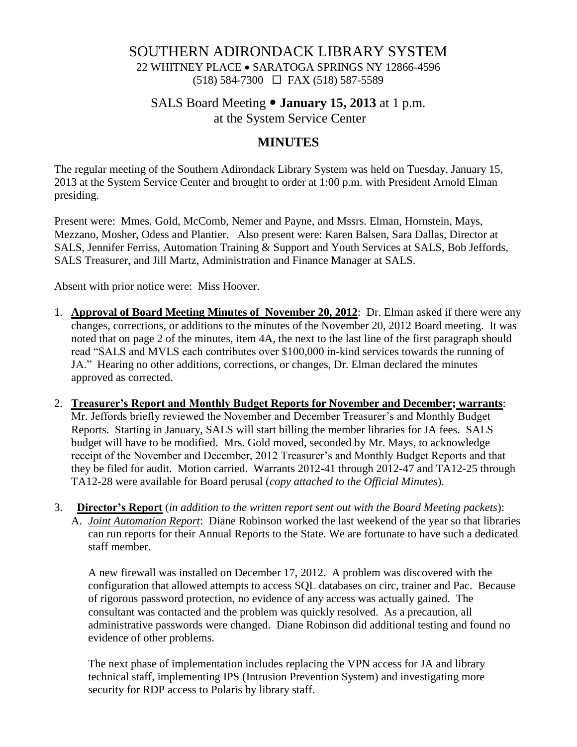# SOUTHERN ADIRONDACK LIBRARY SYSTEM

22 WHITNEY PLACE • SARATOGA SPRINGS NY 12866-4596
(518) 584-7300 ☐ FAX (518) 587-5589

## SALS Board Meeting • **January 15, 2013** at 1 p.m.
## at the System Service Center

## MINUTES

The regular meeting of the Southern Adirondack Library System was held on Tuesday, January 15, 2013 at the System Service Center and brought to order at 1:00 p.m. with President Arnold Elman presiding.

Present were: Mmes. Gold, McComb, Nemer and Payne, and Mssrs. Elman, Hornstein, Mays, Mezzano, Mosher, Odess and Plantier. Also present were: Karen Balsen, Sara Dallas, Director at SALS, Jennifer Ferriss, Automation Training & Support and Youth Services at SALS, Bob Jeffords, SALS Treasurer, and Jill Martz, Administration and Finance Manager at SALS.

Absent with prior notice were: Miss Hoover.

1. **Approval of Board Meeting Minutes of November 20, 2012**: Dr. Elman asked if there were any changes, corrections, or additions to the minutes of the November 20, 2012 Board meeting. It was noted that on page 2 of the minutes, item 4A, the next to the last line of the first paragraph should read "SALS and MVLS each contributes over $100,000 in-kind services towards the running of JA." Hearing no other additions, corrections, or changes, Dr. Elman declared the minutes approved as corrected.

2. **Treasurer's Report and Monthly Budget Reports for November and December; warrants**: Mr. Jeffords briefly reviewed the November and December Treasurer's and Monthly Budget Reports. Starting in January, SALS will start billing the member libraries for JA fees. SALS budget will have to be modified. Mrs. Gold moved, seconded by Mr. Mays, to acknowledge receipt of the November and December, 2012 Treasurer's and Monthly Budget Reports and that they be filed for audit. Motion carried. Warrants 2012-41 through 2012-47 and TA12-25 through TA12-28 were available for Board perusal (*copy attached to the Official Minutes*).

3. **Director's Report** (*in addition to the written report sent out with the Board Meeting packets*):

   A. *Joint Automation Report*: Diane Robinson worked the last weekend of the year so that libraries can run reports for their Annual Reports to the State. We are fortunate to have such a dedicated staff member.

   A new firewall was installed on December 17, 2012. A problem was discovered with the configuration that allowed attempts to access SQL databases on circ, trainer and Pac. Because of rigorous password protection, no evidence of any access was actually gained. The consultant was contacted and the problem was quickly resolved. As a precaution, all administrative passwords were changed. Diane Robinson did additional testing and found no evidence of other problems.

   The next phase of implementation includes replacing the VPN access for JA and library technical staff, implementing IPS (Intrusion Prevention System) and investigating more security for RDP access to Polaris by library staff.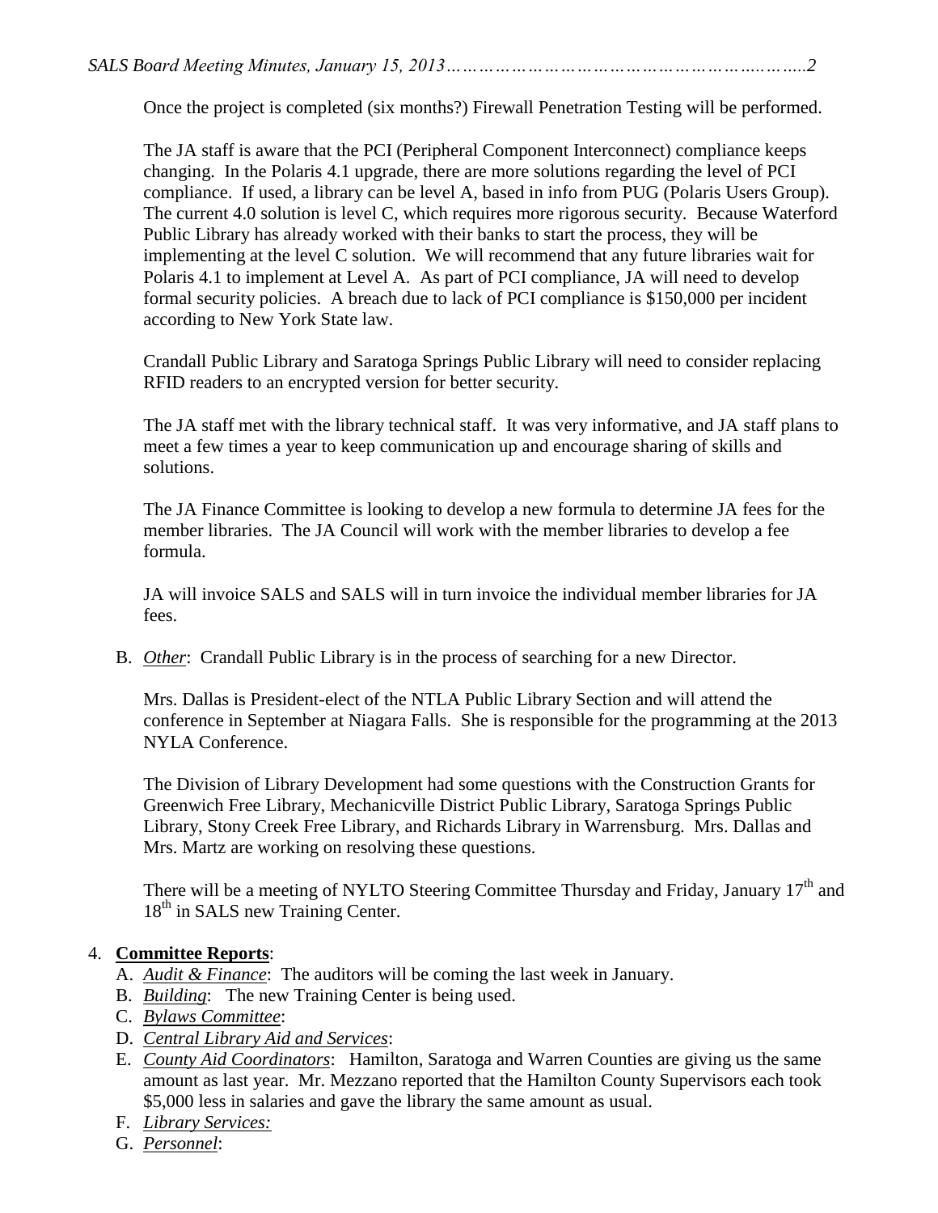Once the project is completed (six months?) Firewall Penetration Testing will be performed.

The JA staff is aware that the PCI (Peripheral Component Interconnect) compliance keeps changing. In the Polaris 4.1 upgrade, there are more solutions regarding the level of PCI compliance. If used, a library can be level A, based in info from PUG (Polaris Users Group). The current 4.0 solution is level C, which requires more rigorous security. Because Waterford Public Library has already worked with their banks to start the process, they will be implementing at the level C solution. We will recommend that any future libraries wait for Polaris 4.1 to implement at Level A. As part of PCI compliance, JA will need to develop formal security policies. A breach due to lack of PCI compliance is $150,000 per incident according to New York State law.

Crandall Public Library and Saratoga Springs Public Library will need to consider replacing RFID readers to an encrypted version for better security.

The JA staff met with the library technical staff. It was very informative, and JA staff plans to meet a few times a year to keep communication up and encourage sharing of skills and solutions.

The JA Finance Committee is looking to develop a new formula to determine JA fees for the member libraries. The JA Council will work with the member libraries to develop a fee formula.

JA will invoice SALS and SALS will in turn invoice the individual member libraries for JA fees.

B. *Other*: Crandall Public Library is in the process of searching for a new Director.

Mrs. Dallas is President-elect of the NTLA Public Library Section and will attend the conference in September at Niagara Falls. She is responsible for the programming at the 2013 NYLA Conference.

The Division of Library Development had some questions with the Construction Grants for Greenwich Free Library, Mechanicville District Public Library, Saratoga Springs Public Library, Stony Creek Free Library, and Richards Library in Warrensburg. Mrs. Dallas and Mrs. Martz are working on resolving these questions.

There will be a meeting of NYLTO Steering Committee Thursday and Friday, January 17th and 18th in SALS new Training Center.

4. **Committee Reports**:
   - A. *Audit & Finance*: The auditors will be coming the last week in January.
   - B. *Building*: The new Training Center is being used.
   - C. *Bylaws Committee*:
   - D. *Central Library Aid and Services*:
   - E. *County Aid Coordinators*: Hamilton, Saratoga and Warren Counties are giving us the same amount as last year. Mr. Mezzano reported that the Hamilton County Supervisors each took $5,000 less in salaries and gave the library the same amount as usual.
   - F. *Library Services:*
   - G. *Personnel*: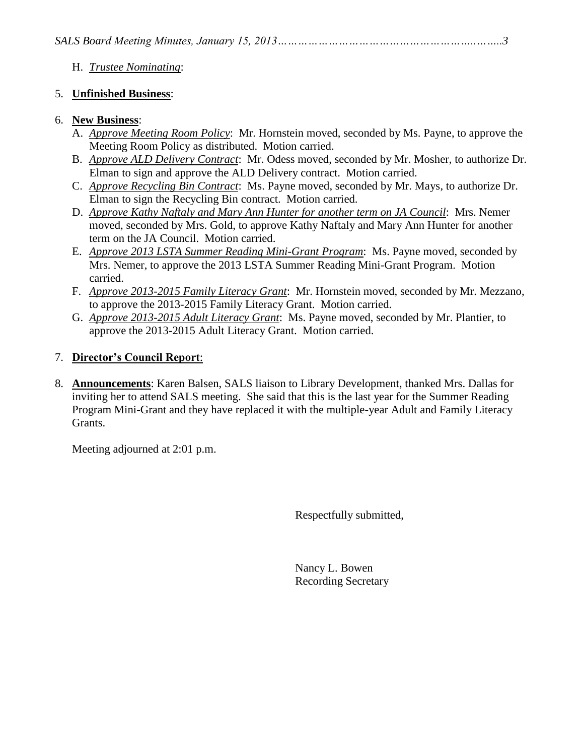H. *Trustee Nominating*:

5. **Unfinished Business**:

6. **New Business**:
   A. *Approve Meeting Room Policy*: Mr. Hornstein moved, seconded by Ms. Payne, to approve the Meeting Room Policy as distributed. Motion carried.
   B. *Approve ALD Delivery Contract*: Mr. Odess moved, seconded by Mr. Mosher, to authorize Dr. Elman to sign and approve the ALD Delivery contract. Motion carried.
   C. *Approve Recycling Bin Contract*: Ms. Payne moved, seconded by Mr. Mays, to authorize Dr. Elman to sign the Recycling Bin contract. Motion carried.
   D. *Approve Kathy Naftaly and Mary Ann Hunter for another term on JA Council*: Mrs. Nemer moved, seconded by Mrs. Gold, to approve Kathy Naftaly and Mary Ann Hunter for another term on the JA Council. Motion carried.
   E. *Approve 2013 LSTA Summer Reading Mini-Grant Program*: Ms. Payne moved, seconded by Mrs. Nemer, to approve the 2013 LSTA Summer Reading Mini-Grant Program. Motion carried.
   F. *Approve 2013-2015 Family Literacy Grant*: Mr. Hornstein moved, seconded by Mr. Mezzano, to approve the 2013-2015 Family Literacy Grant. Motion carried.
   G. *Approve 2013-2015 Adult Literacy Grant*: Ms. Payne moved, seconded by Mr. Plantier, to approve the 2013-2015 Adult Literacy Grant. Motion carried.

7. **Director's Council Report**:

8. **Announcements**: Karen Balsen, SALS liaison to Library Development, thanked Mrs. Dallas for inviting her to attend SALS meeting. She said that this is the last year for the Summer Reading Program Mini-Grant and they have replaced it with the multiple-year Adult and Family Literacy Grants.

   Meeting adjourned at 2:01 p.m.

Respectfully submitted,

Nancy L. Bowen
Recording Secretary